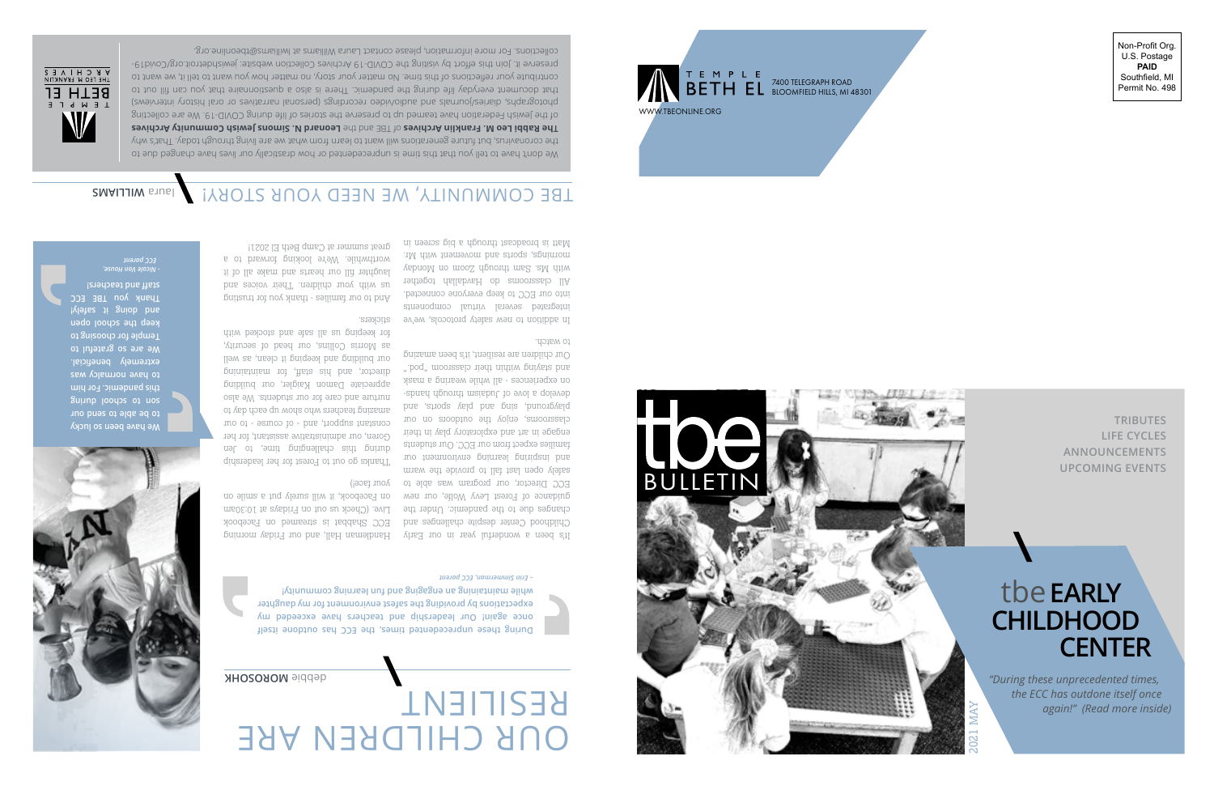Non-Profit Org.
U.S. Postage
**PAID**
Southfield, MI
Permit No. 498

TEMPLE BETH EL
7400 TELEGRAPH ROAD
BLOOMFIELD HILLS, MI 48301
WWW.TBEONLINE.ORG

# tbe BULLETIN

TRIBUTES
LIFE CYCLES
ANNOUNCEMENTS
UPCOMING EVENTS

## tbe EARLY CHILDHOOD CENTER

*"During these unprecedented times, the ECC has outdone itself once again!" (Read more inside)*

2021 MAY

# OUR CHILDREN ARE RESILIENT

debbie **MOROSHOK**

During these unprecedented times, the ECC has outdone itself once again! Our leadership and teachers have exceeded my expectations by providing the safest environment for my daughter while maintaining an engaging and fun learning community!

*- Erin Simmerman, ECC parent*

It's been a wonderful year in our Early Childhood Center despite challenges and changes due to the pandemic. Under the guidance of Forest Levy Wolfe, our new ECC Director, our program was able to safely open last fall to provide the warm and inspiring learning environment our families expect from our ECC. Our students engage in art and exploratory play in their classrooms, enjoy the outdoors on our playground, sing and play sports, and develop a love of Judaism through hands-on experiences - all while wearing a mask and staying within their classroom "pod.". Our children are resilient; it's been amazing to watch.

In addition to new safety protocols, we've integrated several virtual components into our ECC to keep everyone connected. All classrooms do Havdallah together with Ms. Sam through Zoom on Monday mornings, sports and movement with Mr. Matt is broadcast through a big screen in Handleman Hall, and our Friday morning ECC Shabbat is streamed on Facebook Live. (Check us out on Fridays at 10:30am on Facebook, it will surely put a smile on your face!)

Thanks go out to Forest for her leadership during this challenging time, to Jen Gorey, our administrative assistant, for her constant support, and - of course - to our amazing teachers who show up each day to nurture and care for our students. We also appreciate Damon Kagler, our building director, and his staff, for maintaining our building and keeping it clean, as well as Morris Collins, our head of security, for keeping us all safe and stocked with stickers.

And to our families - thank you for trusting us with your children. Their voices and laughter fill our hearts and make all of it worthwhile. We're looking forward to a great summer at Camp Beth El 2021!

We have been so lucky to be able to send our son to school during this pandemic. For him to have normalcy was extremely beneficial. We are so grateful to Temple for choosing to keep the school open and doing it safely! Thank you TBE ECC staff and teachers!

*- Nicole Von House, ECC parent*

# TBE COMMUNITY, WE NEED YOUR STORY!

laura **WILLIAMS**

We don't have to tell you that this time is unprecedented or how drastically our lives have changed due to the coronavirus, but future generations will want to learn from what we are living through today. That's why **The Rabbi Leo M. Franklin Archives** of TBE and the **Leonard N. Simons Jewish Community Archives** of the Jewish Federation have teamed up to preserve the stories of life during COVID-19. We are collecting photographs, diaries/journals and audio/video recordings (personal narratives or oral history interviews) that document everyday life during the pandemic. There is also a questionnaire that you can fill out to contribute your reflections of this time. No matter your story, no matter how you want to tell it, we want to preserve it. Join this effort by visiting the COVID-19 Archives Collection website: jewishdetroit.org/Covid19-collections. For more information, please contact Laura Williams at lwilliams@tbeonline.org.

TEMPLE BETH EL
THE LEO M. FRANKLIN ARCHIVES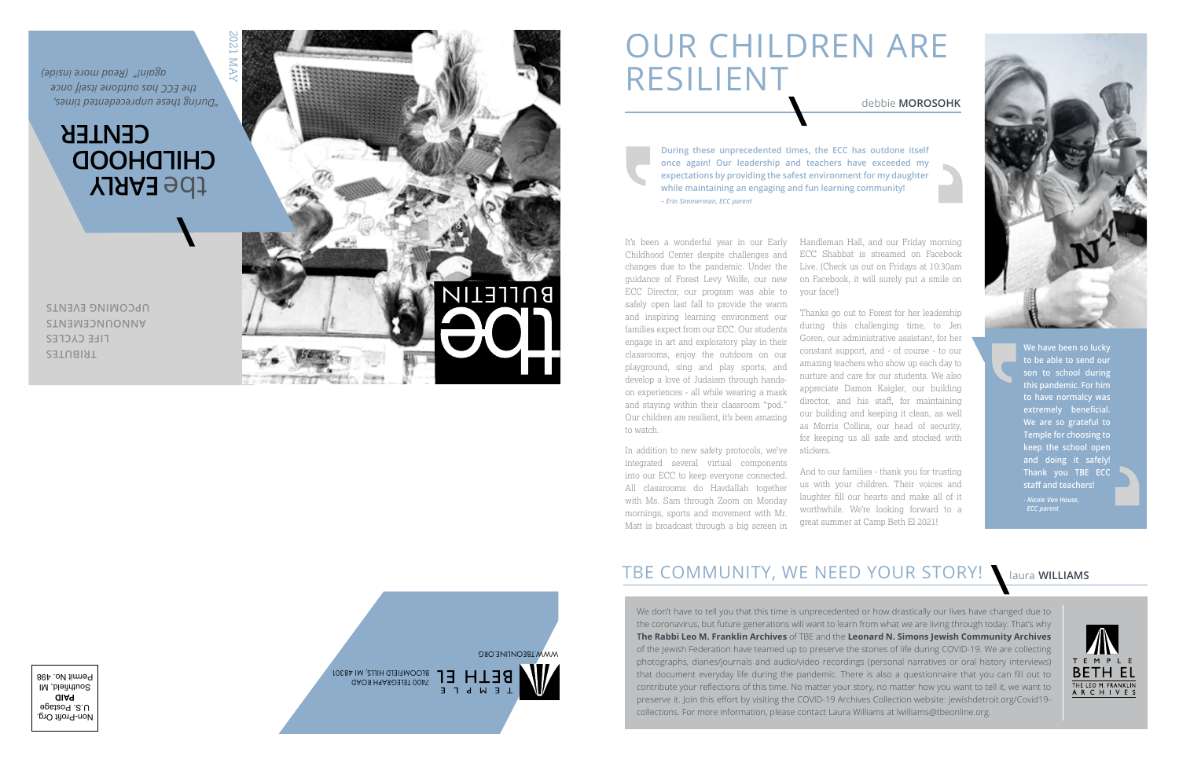the **EARLY** CHILDHOOD CENTER

2021 MAY

"During these unprecedented times, the ECC has outdone itself once again!" (Read more inside)

TRIBUTES
LIFE CYCLES
ANNOUNCEMENTS
UPCOMING EVENTS

the BULLETIN

TEMPLE BETH EL
7400 TELEGRAPH ROAD
BLOOMFIELD HILLS, MI 48301
WWW.TBEONLINE.ORG

Non-Profit Org.
U.S. Postage
**PAID**
Southfield, MI
Permit No. 498

# OUR CHILDREN ARE RESILIENT

debbie **MOROSOHK**

> **During these unprecedented times, the ECC has outdone itself once again! Our leadership and teachers have exceeded my expectations by providing the safest environment for my daughter while maintaining an engaging and fun learning community!**
> *- Erin Simmerman, ECC parent*

It's been a wonderful year in our Early Childhood Center despite challenges and changes due to the pandemic. Under the guidance of Forest Levy Wolfe, our new ECC Director, our program was able to safely open last fall to provide the warm and inspiring learning environment our families expect from our ECC. Our students engage in art and exploratory play in their classrooms, enjoy the outdoors on our playground, sing and play sports, and develop a love of Judaism through hands-on experiences - all while wearing a mask and staying within their classroom "pod." Our children are resilient, it's been amazing to watch.

In addition to new safety protocols, we've integrated several virtual components into our ECC to keep everyone connected. All classrooms do Havdallah together with Ms. Sam through Zoom on Monday mornings, sports and movement with Mr. Matt is broadcast through a big screen in Handleman Hall, and our Friday morning ECC Shabbat is streamed on Facebook Live. (Check us out on Fridays at 10:30am on Facebook, it will surely put a smile on your face!)

Thanks go out to Forest for her leadership during this challenging time, to Jen Goren, our administrative assistant, for her constant support, and - of course - to our amazing teachers who show up each day to nurture and care for our students. We also appreciate Damon Kaigler, our building director, and his staff, for maintaining our building and keeping it clean, as well as Morris Collins, our head of security, for keeping us all safe and stocked with stickers.

And to our families - thank you for trusting us with your children. Their voices and laughter fill our hearts and make all of it worthwhile. We're looking forward to a great summer at Camp Beth El 2021!

> **We have been so lucky to be able to send our son to school during this pandemic. For him to have normalcy was extremely beneficial. We are so grateful to Temple for choosing to keep the school open and doing it safely! Thank you TBE ECC staff and teachers!**
> *- Nicole Van House, ECC parent*

# TBE COMMUNITY, WE NEED YOUR STORY!

laura **WILLIAMS**

We don't have to tell you that this time is unprecedented or how drastically our lives have changed due to the coronavirus, but future generations will want to learn from what we are living through today. That's why **The Rabbi Leo M. Franklin Archives** of TBE and the **Leonard N. Simons Jewish Community Archives** of the Jewish Federation have teamed up to preserve the stories of life during COVID-19. We are collecting photographs, diaries/journals and audio/video recordings (personal narratives or oral history interviews) that document everyday life during the pandemic. There is also a questionnaire that you can fill out to contribute your reflections of this time. No matter your story, no matter how you want to tell it, we want to preserve it. Join this effort by visiting the COVID-19 Archives Collection website: jewishdetroit.org/Covid19-collections. For more information, please contact Laura Williams at lwilliams@tbeonline.org.

TEMPLE BETH EL
THE LEO M. FRANKLIN ARCHIVES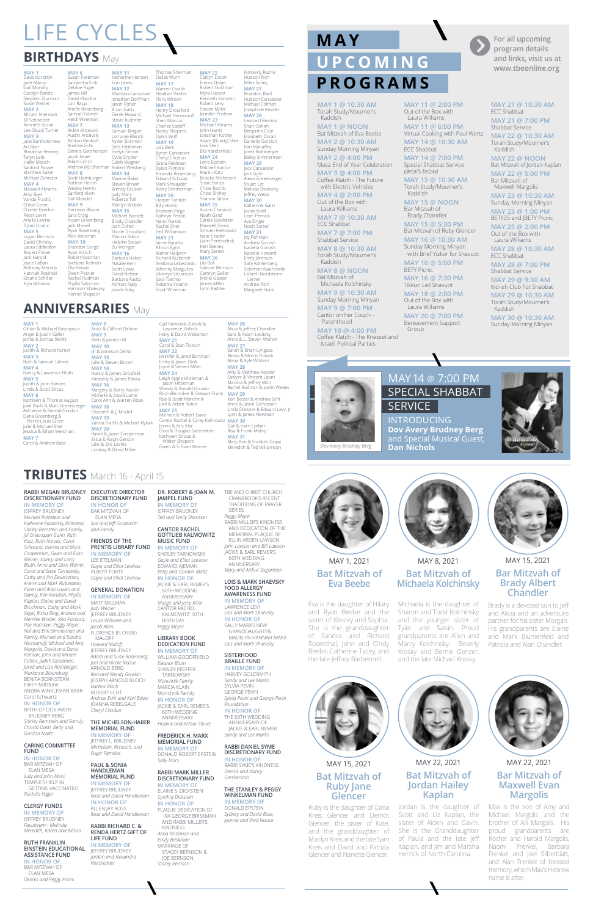# LIFE CYCLES

## BIRTHDAYS May

**MAY 1**
Davis Korotkin
Jade Mabry
Gail Moorhg
Carolyn Rands
Stephen Sturman
Susie Weiner

**MAY 2**
Miriam Imerman
Eli Schneider
Kenneth Stone
Lee (Buzz) Turner

**MAY 3**
Julie Bartholomew
Ari Byer
Rheanna Henney
Taryn Leib
Hallie Mauch
Sanford Passer
Matthew Salter
Michael Zehnder

**MAY 4**
Maxwell Abrams
Amy Byer
Vanda Fradlis
Chloe Giron
Charlie Gordon
Peter Levin
Arielle Levine
Dylan Unatin

**MAY 5**
Logan Benson
David Chinsky
Laura Eddleston
Robert Finkel
Jack Harold
Joyce LaBan
Anthony Merolla
Hannah Rosinski
Sloane Schiller
Hyla Williams

**MAY 6**
Susan Farbman
Samantha Fink
Debbie Fuger
James Hill
David Khankin
Lori Rapp
Arielle Rosenberg
Samuel Talmer
Heidi Wineman

**MAY 7**
Adam Arevalo
Austin Ancevski
Ashton Berkoff
Andrew Echt
Dennis Gershenson
Jacob Israel
Adam Lynch
Andrew (AJ) Sherman

**MAY 8**
Scott Hamburger
Nathan Herrin
Wesley Herrin
Sanford Klein
Gail Mandel

**MAY 9**
Harrison Bloom
Sara Craig
Noam Greenberg
Jack Marwil
Ryan Rosenberg
Alec Weisman

**MAY 10**
Brandon Gorge
Ryan Hirsch
Robert Katzman
Svetlana Katzman
Ella Kerwin
Owen Posner
Rachel Rudman
Phyllis Salomon
Harrison Shaevsky
Harriet Shapack

**MAY 11**
Katherine Hansen
Erin Lewis

**MAY 12**
Madison Canvasser
Jonathan Dorfman
Jason Fisher
Brian Galin
Derek Howard
Stevie Kushner

**MAY 13**
Samuel Beigler
Lorraine Blanck
Ryder Bortman
Seth Hittleman
Evelyn Simon
Cyvia Snyder
Caleb Wagner
Robert Weisberg

**MAY 14**
Maxine Baker
Steven Brown
Wendy Gruskin
Judy Marx
Roberta Toll
Marilyn Wolpin

**MAY 15**
Michael Barnett
Brady Chandler
Josh Cohen
Nicole Drouillard
Marion Rubin
Helaine Steuer
Zu Weiner

**MAY 16**
Barbara Haber
Natalie Klein
Scott Lewis
David Nelson
Barbara Ravitz
Ashton Ruby
Jonah Ruby

Thomas Sherman
Dallas Wurm

**MAY 17**
Warren Coville
Heather Vieder
Flora Winton

**MAY 18**
Henry Drouillard
Michael Hermanoff
Shien Marcus
Charles Sadoff
Nancy Shapero
Dylan Wolf

**MAY 19**
Lois Beck
Byron Canvasser
Cheryl Chodun
Greta Feldman
Dylan Fillmore
Amanda Rosenberg
Edward Schulak
Mark Shwayder
Avery Simmerman

**MAY 20**
Harper Fantich
Billy Harris
Branson Paige
Kathryn Pelton
Nanci Rands
Rachel Sher
Ted Williamson

**MAY 21**
Jaime Baratta
Allison Egrin
Walter Halpern
Richard Kulbersh
Svetlana Lebedinski
Whitney Margulies
Viktorya Shrubman
Sara Tatchio
Roberta Viviano
Trudi Wineman

**MAY 22**
Caitlyn Dolan
Emma Dolan
Robert Goldman
Myra Harper
Kenneth Korotkin
Robert Levy
Steven Miller
Jennifer Prohow

**MAY 23**
Michael Abrams
John Harris
Jonathan Kottler
Adam (Buddy) Sher
Lois Stern
Ella VanderKooi

**MAY 24**
Lena Epstein
Mitchell Kantor
Martin Katz
Brooke Michelson
Susie Panza
Chloe Raznik
Chloe Shirley
Shanon Stibor

**MAY 25**
Austin Chasnick
Noah Gindi
Carole Goldstein
Maxwell Gross
Schoen Herkowitz
Isaac Leader
Liam Perehodnik
Keri Seeney
Mary Senter

**MAY 26**
Lily Ball
Samuel Bernson
Camryn Geller
Mollie Glaser
James Miller
Lynn Radtke

Kimberly Raznik
Hudson Rich
Miles Schey

**MAY 27**
Brandon Baril
Hudson Canvasser
Michael Colman
Josephine Kessler

**MAY 28**
Leonard Beznos
Shari Cohen
Benjamin Cole
Elizabeth Doran
Danielle Gordon
Kari Mahaffey
Jared Rothberger
Bailey Simmerman

**MAY 29**
Jack Canvasser
Jack Galin
Alexa Greenberger
Stuart Litt
Melissa Shaevsky
Jeffrey Weiss

**MAY 30**
Katherine Galin
Jackie Kraft
Leah Pernick
Ava Singer
Noah Sorser

**MAY 31**
Jay Fishman
Andrew Gorosh
Isabella Gorosh
Isabella Howard
Emily Johnson
Sally Kohlenberg
Solomon Kwartowitz
Lisbeth Nordstrom-Lerner
Andrew Rich
Margaret Stark

## ANNIVERSARIES May

**MAY 1**
Gillian & Michael Bassirpour
Angel & Justin Geller
Jamie & Joshua Revitz

**MAY 2**
Judith & Richard Korner

**MAY 3**
Ruth & Samuel Talmer

**MAY 4**
Nancy & Lawrence Bluth

**MAY 5**
Judith & John Kamins
Linda & Scott Sircus

**MAY 6**
Kathleen & Thomas August
Julie Buch & Marc Greenberger
Adrienne & Randal Gordon
Dana Greenberg & Pierre-Louis Giron
Julie & Michael Sher
Jessica & Ethan Weisman

**MAY 7**
Carol & Andrew Bass

**MAY 8**
Anita & Clifford DeVine

**MAY 9**
Beth & James Hill

**MAY 10**
Jil & Jameson DeVol

**MAY 11**
Marla & Steven Brown

**MAY 13**
Nancy & James Grosfeld
Kimberly & James Panza

**MAY 14**
Margery & Barry Kaplan
Michelle & David Lame
Carol Ann & Warren Rose

**MAY 16**
Elizabeth & JJ Model

**MAY 18**
Vanda Fradlis & Michael Rybak

**MAY 19**
Randi & Jason Cooperman
Erica & Ralph Gerson
Julie & Eric Levine
Lindsay & David Miller

**MAY 20**
Gail Raminick-Zisholz & Lawrence Zisholz
Holly & David Weissman

**MAY 21**
Carol & Stan Tickton

**MAY 22**
Jennifer & Jared Bortman
Emily & Jason Dizik
Joyce & Steven Miller

**MAY 24**
Leigh Apple Hittleman & Jason Hittleman
Wendy & Ronald Gruskin
Rochelle Imber & Stewart Frank
Rae & Scott Morchnik
Jodi & Adam Robin

**MAY 25**
Michele & Robert Davis
Cantor Rachel & Carey Kalmowitz
Jenna & Aric Klar
Gina & Douglas Salzenstein
Kathleen Straus & Walter Shapero
Gwen & S. Evan Weiner

**MAY 26**
Alicia & Jeffrey Chandler
Sara & Adam Levitsky
Anne & L. Steven Weiner

**MAY 27**
Sarah & Brian Lyngaas
Reesa & Morris Potash
Alana & Kyle Wildern

**MAY 28**
Amy & Matthew Kessler
Sawyer & Vincent Lipari
Marsha & Jeffrey Miro
Rachel Rudman & Justin Wedes

**MAY 29**
Kori Belzer & Andrew Echt
Anne & Jason Canvasser
Linda Dresner & Edward Levy, Jr.
Lynn & James Newman

**MAY 30**
Gail & Irwin Lorber
Risa & Frank Mabry

**MAY 31**
Mary Ann & Franklin Grawi
Meredith & Ted Williamson

## TRIBUTES March 16 - April 15

### RABBI MEGAN BRUDNEY DISCRETIONARY FUND

IN MEMORY OF
JEFFREY BRUDNEY
*Michael Rothstein and Katherine Rozdolsky Rothstein, Shirley Bernstein and Family, Jill Greenspan Gunn, Ruth Katz, Ruth Hurvitz, Carol Schwartz, Harriet and Mark Cooperman, Gwen and Evan Weiner, Nancy and Larry Bluth, Anne and Steve Weiner, Carol and Steve Tarnowsky, Cathy and Jim Deutchman, Arlene and Mark Rubinstein, Karen and Alan Lowen and Family, Ken Korotkin, Phyllis Kaplan, Elaine and David Brockman, Cathy and Mark Segel, Risha Ring, Andrew and Merrilee Broder, Rita Packard, Rae Nachbar, Peggy Meyer, Neil and Erin Simmerman and Family, Michael and Sandra Hermanoff, Michael and Amy Margolis, David and Dana Kelman, John and Miriam Cohen, Judith Goodman, Jared and Lisa Rothberger, Marianne Bloomberg*
BENITA BORNSTERN
Eileen Millstone
ANDRA WINKLEMAN BARR
Carol Schwartz

IN HONOR OF
BIRTH OF DOV AVERY BRUDNEY BERG
*Shirley Bernstein and Family, Christa Dash, Betty and Gordon Maltz*

### CARING COMMITTEE FUND

IN HONOR OF
BAR MITZVAH OF ELAN MESA
*Judy and John Marx*
TEMPLE'S HELP IN GETTING VACCINATED
*Rachela Yager*

### CLERGY FUNDS

IN MEMORY OF
JEFFREY BRUDNEY
*Faculteam - Melinda, Meredith, Karen and Allison*

### RUTH FRANKLIN EINSTEIN EDUCATIONAL ASSISTANCE FUND

IN HONOR OF
BAR MITZVAH OF ELAN MESA
*Dennis and Peggy Frank*

### EXECUTIVE DIRECTOR DISCRETIONARY FUND

IN HONOR OF
BAR MITZVAH OF ELAN MESA
*Sue and Jeff Goldsmith and Family*

### FRIENDS OF THE PRENTIS LIBRARY FUND

IN MEMORY OF
LEE ETELMAN
*Gayle and Elliot Lewkow*
ALBERT FORTE
*Gayle and Elliot Lewkow*

### GENERAL DONATION

IN MEMORY OF
MATT MILLMAN
*Judy Weiner*
JEFFREY BRUDNEY
*Laura Williams and Jacob Allen*
FLORENCE (FLOSSIE) MALOFF
*Howard Maloff*
JEFFREY BRUDNEY
*Adam and Susie Rosenberg, Joel and Nicole Mazur*
ARNOLD BERG
*Ron and Wendy Gruskin*
JOSEPH ARNOLD BLOCH
*Barbra Bloch*
ROBERT ECHT
*Andrew Echt and Kori Belzer*
JOANNA REBELGALE
*Cheryl Chodun*

### THE MICHELSON-HABER MEMORIAL FUND

IN MEMORY OF
JEFFREY L. BRUDNEY
*Michelson, Renusch, and Fuger Families*

### PAUL & SONIA HANDLEMAN MEMORIAL FUND

IN MEMORY OF
JEFFREY BRUDNEY
*Rose and David Handleman*

IN HONOR OF
ALLEN JAY ROSS
*Rose and David Handleman*

### RABBI RICHARD C. & RENDA HERTZ GIFT OF LIFE FUND

IN MEMORY OF
JEFFREY BRUDNEY
*Jordan and Alexandra Wertheimer*

### DR. ROBERT & JOAN M. JAMPEL FUND

IN MEMORY OF
JEFFREY BRUDNEY
*Ted and Emily Sherman*

### CANTOR RACHEL GOTTLIEB KALMOWITZ MUSIC FUND

IN MEMORY OF
SHIRLEY TARNOWSKY
*Gayle and Elliot Lewkow*
EDWARD AJEMIAN
*Betty and Gordon Maltz*

IN HONOR OF
JACKIE & EARL REMER'S 60TH WEDDING ANNIVERSARY
*Margo and Jerry Kline*
CANTOR RACHEL KALMOWITZ 50TH BIRTHDAY
*Peggy Meyer*

### LIBRARY BOOK DEDICATION FUND

IN MEMORY OF
WILLIAM GOODFRIEND
*Eleanor Blum*
SHIRLEY PFEFFER TARNOWSKY
*Monchnik Family*
MARCIA KLAIN
*Monchnik Family*

IN HONOR OF
JACKIE & EARL REMER'S 60TH WEDDING ANNIVERSARY
*Helaine and Arthur Steuer*

### FREDERICK H. MARX MEMORIAL FUND

IN MEMORY OF
DONALD ROBERT EPSTEIN
*Sally Marx*

### RABBI MARK MILLER DISCRETIONARY FUND

IN MEMORY OF
ELAINE S. DICKSTEIN
*Cynthia Dickstein*

IN HONOR OF
PLAQUE DEDICATION OF IRA GEORGE BRISKMAN AND RABBI MILLER'S KINDNESS
*Anna Briskman and Emily Briskman*
MARRIAGE OF STACEY BERNSON & JOE BERNSON
*Stacey Bernson*

TBE AND CHRIST CHURCH CRANBROOK'S RECENT TRADITIONS OF PRAYER SERIES
*Peggy Meyer*
RABBI MILLER'S KINDNESS AND DEDICATION OF THE MEMORIAL PLAQUE OF ELLIN ARDEN LAWSON
*John Lawson and Bill Lawson*
JACKIE & EARL REMER'S 60TH WEDDING ANNIVERSARY
*Mary and Arthur Sugarman*

### LOIS & MARK SHAEVSKY FOOD ALLERGY AWARENESS FUND

IN MEMORY OF
LAWRENCE LEVI
*Lois and Mark Shaevsky*

IN HONOR OF
SALLY MARX'S NEW GRANDDAUGHTER, MADELYN HANNAH MARX
*Lois and Mark Shaevsky*

### SISTERHOOD BRAILLE FUND

IN MEMORY OF
HARVEY GOLDSMITH
*Sandy and Lee Marks*
SYLVIA PEVIN
GEORGE PEVIN
*Sylvia Pevin and George Pevin Foundation*

IN HONOR OF
THE 60TH WEDDING ANNIVERSARY OF JACKIE & EARL REMER
*Sandy and Lee Marks*

### RABBI DANIEL SYME DISCRETIONARY FUND

IN HONOR OF
RABBI SYME'S KINDNESS
*Dennis and Nancy Gershenson*

### THE STANLEY & PEGGY WINKELMAN FUND

IN MEMORY OF
DONALD EPSTEIN
*Sydney and David Rose, Joanne and Fred Novice*

# MAY UPCOMING PROGRAMS

For all upcoming program details and links, visit us at www.tbeonline.org

**MAY 1 @ 10:30 AM**
Torah Study/Mourner's Kaddish

**MAY 1 @ NOON**
Bat Mitzvah of Eva Beebe

**MAY 2 @ 10:30 AM**
Sunday Morning Minyan

**MAY 2 @ 4:00 PM**
Masa End of Year Celebration

**MAY 3 @ 4:00 PM**
Coffee Klatch - The Future with Electric Vehicles

**MAY 4 @ 2:00 PM**
Out of the Box with Laura Williams

**MAY 7 @ 10:30 AM**
ECC Shabbat

**MAY 7 @ 7:00 PM**
Shabbat Service

**MAY 8 @ 10:30 AM**
Torah Study/Mourner's Kaddish

**MAY 8 @ NOON**
Bat Mitzvah of Michaela Kolchinsky

**MAY 9 @ 10:30 AM**
Sunday Morning Minyan

**MAY 9 @ 7:00 PM**
Cantor on her Couch - Parenthood

**MAY 10 @ 4:00 PM**
Coffee Klatch - The Knesset and Israeli Political Parties

**MAY 11 @ 2:00 PM**
Out of the Box with Laura Williams

**MAY 11 @ 6:00 PM**
Virtual Cooking with Paul Wertz

**MAY 14 @ 10:30 AM**
ECC Shabbat

**MAY 14 @ 7:00 PM**
Special Shabbat Service *(details below)*

**MAY 15 @ 10:30 AM**
Torah Study/Mourner's Kaddish

**MAY 15 @ NOON**
Bar Mitzvah of Brady Chandler

**MAY 15 @ 5:30 PM**
Bat Mitzvah of Ruby Glencer

**MAY 16 @ 10:30 AM**
Sunday Morning Minyan with Brief Yizkor for Shavuot

**MAY 16 @ 5:00 PM**
BETY Picnic

**MAY 16 @ 7:30 PM**
Tikkun Leil Shavuot

**MAY 18 @ 2:00 PM**
Out of the Box with Laura Williams

**MAY 20 @ 7:00 PM**
Bereavement Support Group

**MAY 21 @ 10:30 AM**
ECC Shabbat

**MAY 21 @ 7:00 PM**
Shabbat Service

**MAY 22 @ 10:30 AM**
Torah Study/Mourner's Kaddish

**MAY 22 @ NOON**
Bat Mitzvah of Jordan Kaplan

**MAY 22 @ 5:00 PM**
Bar Mitzvah of Maxwell Margolis

**MAY 23 @ 10:30 AM**
Sunday Morning Minyan

**MAY 23 @ 1:00 PM**
BETY35 and JBETY Picnic

**MAY 25 @ 2:00 PM**
Out of the Box with Laura Williams

**MAY 28 @ 10:30 AM**
ECC Shabbat

**MAY 28 @ 7:00 PM**
Shabbat Service

**MAY 29 @ 9:30 AM**
Kid-ish Club Tot Shabbat

**MAY 29 @ 10:30 AM**
Torah Study/Mourner's Kaddish

**MAY 30 @ 10:30 AM**
Sunday Morning Minyan

## MAY 14 @ 7:00 PM SPECIAL SHABBAT SERVICE

INTRODUCING
**Dov Avery Brudney Berg**
and Special Musical Guest,
**Dan Nichols**

Dov Avery Brudney Berg

### MAY 1, 2021 — Bat Mitzvah of Eva Beebe

Eva is the daughter of Hilary and Ryan Beebe and the sister of Wesley and Sophia. She is the granddaughter of Sandra and Richard Rosenthal, John and Cindy Beebe, Catherine Tacey, and the late Jeffrey Barbernell.

### MAY 8, 2021 — Bat Mitzvah of Michaela Kolchinsky

Michaela is the daughter of Sharon and Todd Kolchinsky and the younger sister of Tyler and Sarah. Proud grandparents are Allen and Marcy Kolchinsky, Beverly Krosky and Bernie Genzer, and the late Michael Krosky.

### MAY 15, 2021 — Bar Mitzvah of Brady Albert Chandler

Brady is a devoted son to Jeff and Alicia and an adventure partner for his sister Morgan. His grandparents are Elaine and Mark Blumenfeld and Patricia and Alan Chandler.

### MAY 15, 2021 — Bat Mitzvah of Ruby Jane Glencer

Ruby is the daughter of Dana Kreis Glencer and Derrick Glencer, the sister of Kate, and the granddaughter of Marilyn Kreis and the late Sam Kreis and David and Patrizia Glencer and Nanette Glencer.

### MAY 22, 2021 — Bat Mitzvah of Jordan Hailey Kaplan

Jordan is the daughter of Scott and Liz Kaplan, the sister of Aiden and Gavin. She is the Granddaughter of Paula and the late Jeff Kaplan, and Jim and Marsha Herrick of North Carolina.

### MAY 22, 2021 — Bar Mitzvah of Maxwell Evan Margolis

Max is the son of Amy and Michael Margolis and the brother of Alli Margolis. His proud grandparents are Rochel and Harold Margolis, Naomi Frenkel, Barbara Frenkel and Joel Silberblatt, and Alan Frenkel of blessed memory, whom Max's Hebrew name is after.